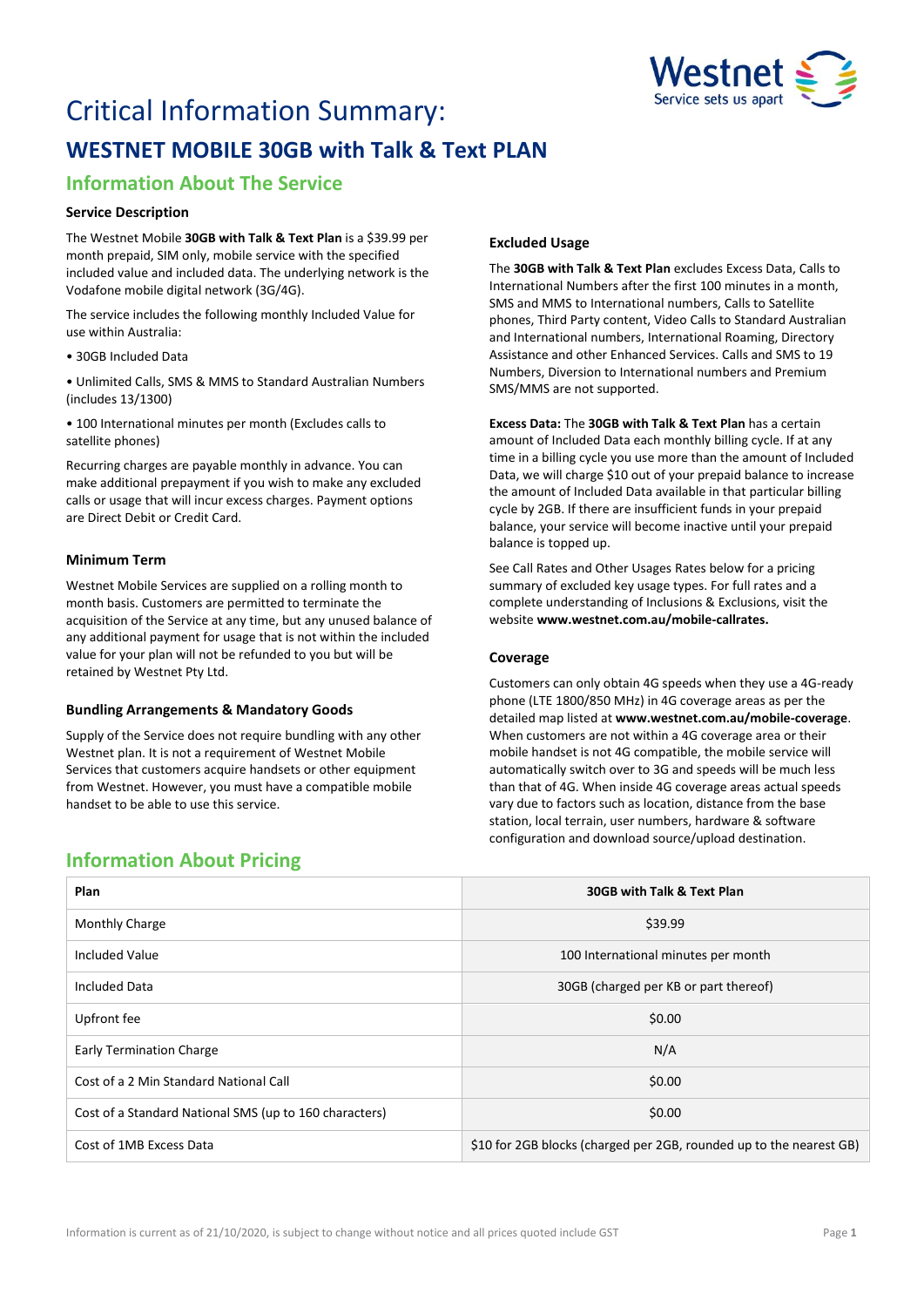# Critical Information Summary:

## WESTNET MOBILE 30GB with Talk & Text PLAN

### Information About The Service

#### Service Description

The Westnet Mobile **30GB with Talk & Text Plan** is a $39.99 per month prepaid, SIM only, mobile service with the specified included value and included data. The underlying network is the Vodafone mobile digital network (3G/4G).

The service includes the following monthly Included Value for use within Australia:

- 30GB Included Data
- Unlimited Calls, SMS & MMS to Standard Australian Numbers (includes 13/1300)
- 100 International minutes per month (Excludes calls to satellite phones)

Recurring charges are payable monthly in advance. You can make additional prepayment if you wish to make any excluded calls or usage that will incur excess charges. Payment options are Direct Debit or Credit Card.

#### Minimum Term

Westnet Mobile Services are supplied on a rolling month to month basis. Customers are permitted to terminate the acquisition of the Service at any time, but any unused balance of any additional payment for usage that is not within the included value for your plan will not be refunded to you but will be retained by Westnet Pty Ltd.

#### Bundling Arrangements & Mandatory Goods

Supply of the Service does not require bundling with any other Westnet plan. It is not a requirement of Westnet Mobile Services that customers acquire handsets or other equipment from Westnet. However, you must have a compatible mobile handset to be able to use this service.

#### Excluded Usage

The **30GB with Talk & Text Plan** excludes Excess Data, Calls to International Numbers after the first 100 minutes in a month, SMS and MMS to International numbers, Calls to Satellite phones, Third Party content, Video Calls to Standard Australian and International numbers, International Roaming, Directory Assistance and other Enhanced Services. Calls and SMS to 19 Numbers, Diversion to International numbers and Premium SMS/MMS are not supported.

**Excess Data:** The **30GB with Talk & Text Plan** has a certain amount of Included Data each monthly billing cycle. If at any time in a billing cycle you use more than the amount of Included Data, we will charge $10 out of your prepaid balance to increase the amount of Included Data available in that particular billing cycle by 2GB. If there are insufficient funds in your prepaid balance, your service will become inactive until your prepaid balance is topped up.

See Call Rates and Other Usages Rates below for a pricing summary of excluded key usage types. For full rates and a complete understanding of Inclusions & Exclusions, visit the website **www.westnet.com.au/mobile-callrates.**

#### Coverage

Customers can only obtain 4G speeds when they use a 4G-ready phone (LTE 1800/850 MHz) in 4G coverage areas as per the detailed map listed at **www.westnet.com.au/mobile-coverage**. When customers are not within a 4G coverage area or their mobile handset is not 4G compatible, the mobile service will automatically switch over to 3G and speeds will be much less than that of 4G. When inside 4G coverage areas actual speeds vary due to factors such as location, distance from the base station, local terrain, user numbers, hardware & software configuration and download source/upload destination.

### Information About Pricing

| Plan | 30GB with Talk & Text Plan |
|---|---|
| Monthly Charge | $39.99 |
| Included Value | 100 International minutes per month |
| Included Data | 30GB (charged per KB or part thereof) |
| Upfront fee | $0.00 |
| Early Termination Charge | N/A |
| Cost of a 2 Min Standard National Call | $0.00 |
| Cost of a Standard National SMS (up to 160 characters) | $0.00 |
| Cost of 1MB Excess Data | $10 for 2GB blocks (charged per 2GB, rounded up to the nearest GB) |

Information is current as of 21/10/2020, is subject to change without notice and all prices quoted include GST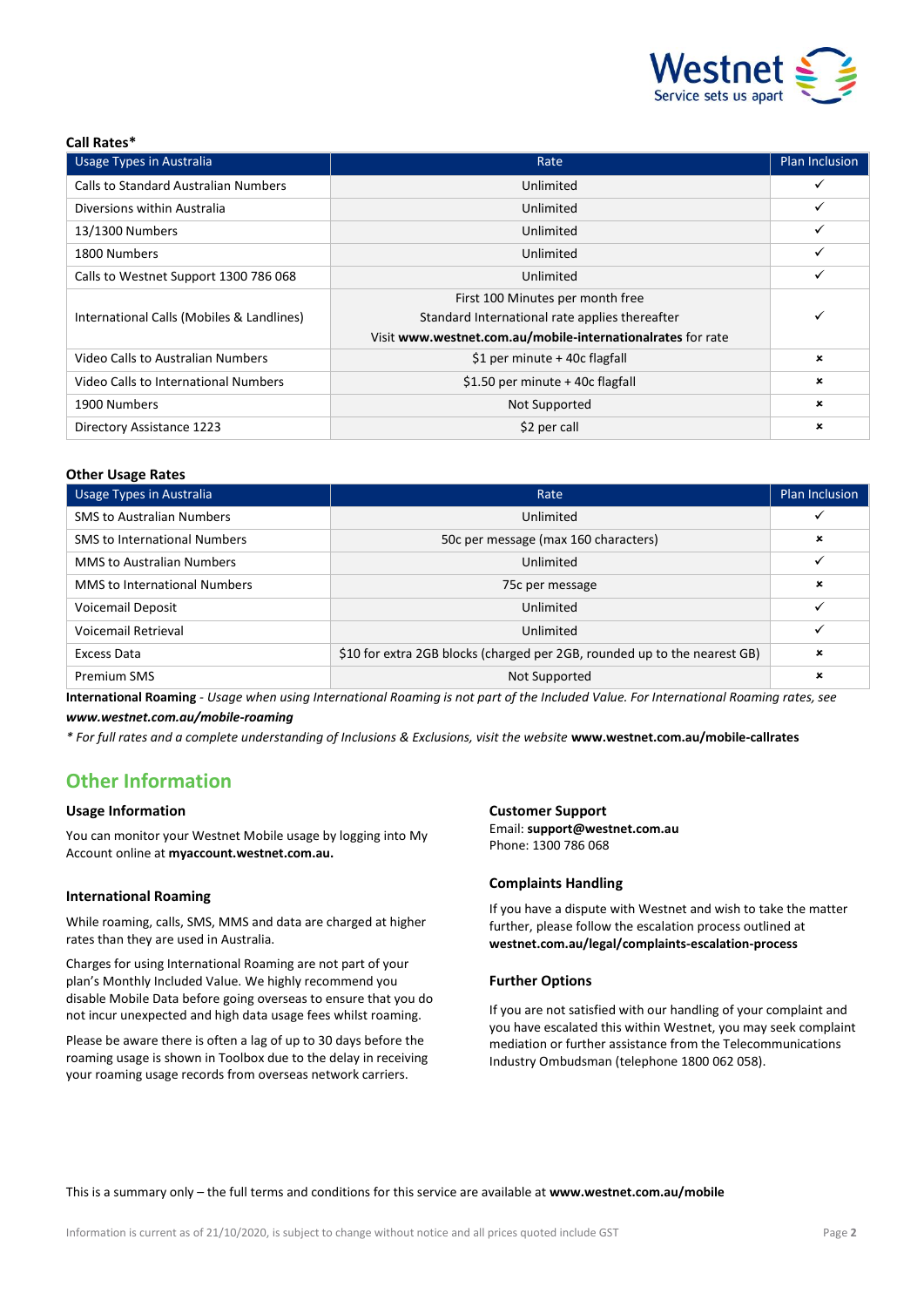**Call Rates***

| Usage Types in Australia | Rate | Plan Inclusion |
|---|---|---|
| Calls to Standard Australian Numbers | Unlimited | ✓ |
| Diversions within Australia | Unlimited | ✓ |
| 13/1300 Numbers | Unlimited | ✓ |
| 1800 Numbers | Unlimited | ✓ |
| Calls to Westnet Support 1300 786 068 | Unlimited | ✓ |
| International Calls (Mobiles & Landlines) | First 100 Minutes per month free<br>Standard International rate applies thereafter<br>Visit **www.westnet.com.au/mobile-internationalrates** for rate | ✓ |
| Video Calls to Australian Numbers | $1 per minute + 40c flagfall | × |
| Video Calls to International Numbers | $1.50 per minute + 40c flagfall | × |
| 1900 Numbers | Not Supported | × |
| Directory Assistance 1223 | $2 per call | × |

**Other Usage Rates**

| Usage Types in Australia | Rate | Plan Inclusion |
|---|---|---|
| SMS to Australian Numbers | Unlimited | ✓ |
| SMS to International Numbers | 50c per message (max 160 characters) | × |
| MMS to Australian Numbers | Unlimited | ✓ |
| MMS to International Numbers | 75c per message | × |
| Voicemail Deposit | Unlimited | ✓ |
| Voicemail Retrieval | Unlimited | ✓ |
| Excess Data | $10 for extra 2GB blocks (charged per 2GB, rounded up to the nearest GB) | × |
| Premium SMS | Not Supported | × |

**International Roaming** - *Usage when using International Roaming is not part of the Included Value. For International Roaming rates, see* ***www.westnet.com.au/mobile-roaming***

*\* For full rates and a complete understanding of Inclusions & Exclusions, visit the website* **www.westnet.com.au/mobile-callrates**

## Other Information

### Usage Information

You can monitor your Westnet Mobile usage by logging into My Account online at **myaccount.westnet.com.au.**

### International Roaming

While roaming, calls, SMS, MMS and data are charged at higher rates than they are used in Australia.

Charges for using International Roaming are not part of your plan's Monthly Included Value. We highly recommend you disable Mobile Data before going overseas to ensure that you do not incur unexpected and high data usage fees whilst roaming.

Please be aware there is often a lag of up to 30 days before the roaming usage is shown in Toolbox due to the delay in receiving your roaming usage records from overseas network carriers.

### Customer Support

Email: **support@westnet.com.au**
Phone: 1300 786 068

### Complaints Handling

If you have a dispute with Westnet and wish to take the matter further, please follow the escalation process outlined at **westnet.com.au/legal/complaints-escalation-process**

### Further Options

If you are not satisfied with our handling of your complaint and you have escalated this within Westnet, you may seek complaint mediation or further assistance from the Telecommunications Industry Ombudsman (telephone 1800 062 058).

This is a summary only – the full terms and conditions for this service are available at **www.westnet.com.au/mobile**

Information is current as of 21/10/2020, is subject to change without notice and all prices quoted include GST